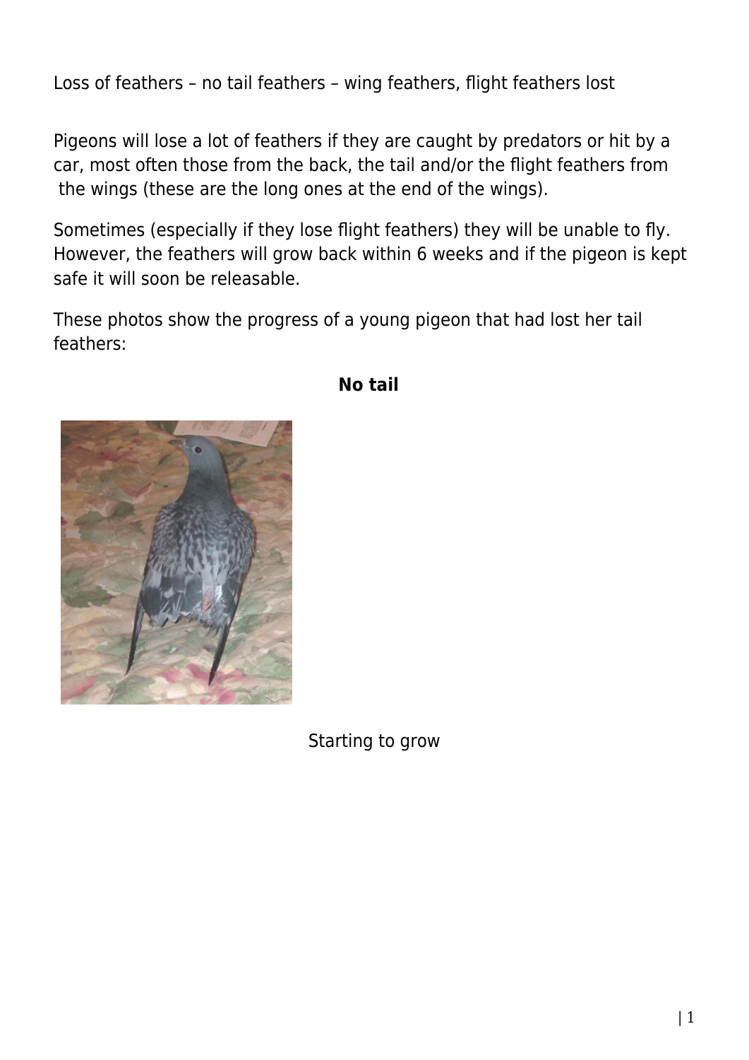Loss of feathers – no tail feathers – wing feathers, flight feathers lost

Pigeons will lose a lot of feathers if they are caught by predators or hit by a car, most often those from the back, the tail and/or the flight feathers from the wings (these are the long ones at the end of the wings).

Sometimes (especially if they lose flight feathers) they will be unable to fly. However, the feathers will grow back within 6 weeks and if the pigeon is kept safe it will soon be releasable.

These photos show the progress of a young pigeon that had lost her tail feathers:

**No tail**

Starting to grow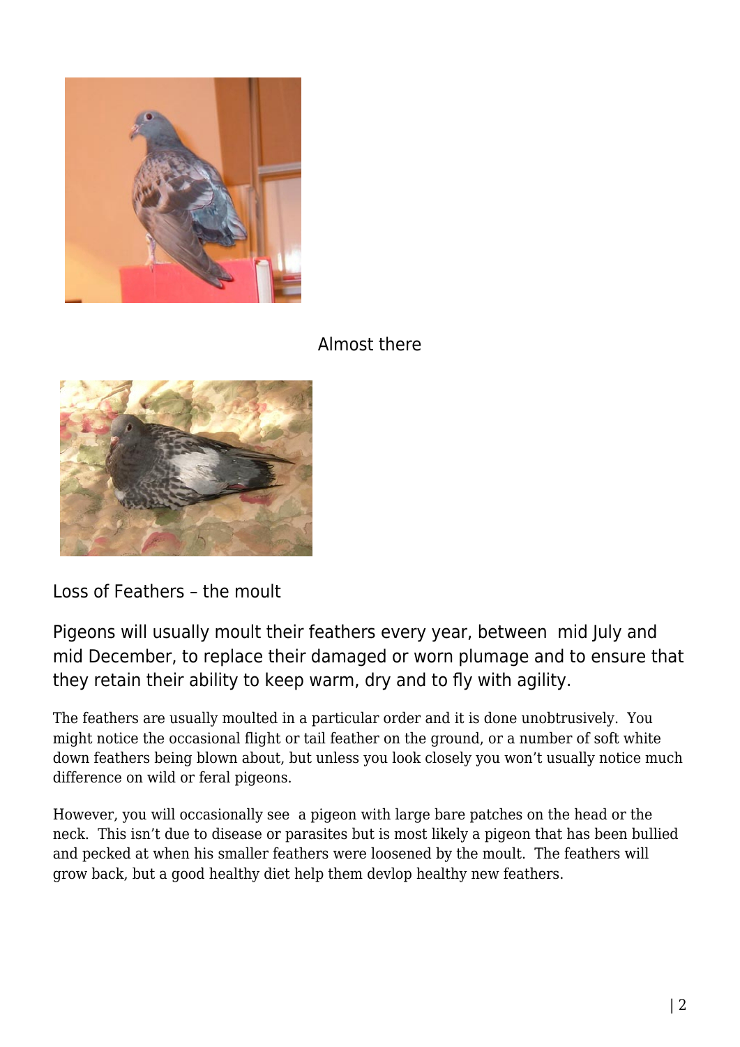Almost there

Loss of Feathers – the moult

Pigeons will usually moult their feathers every year, between  mid July and mid December, to replace their damaged or worn plumage and to ensure that they retain their ability to keep warm, dry and to fly with agility.

The feathers are usually moulted in a particular order and it is done unobtrusively.  You might notice the occasional flight or tail feather on the ground, or a number of soft white down feathers being blown about, but unless you look closely you won't usually notice much difference on wild or feral pigeons.

However, you will occasionally see  a pigeon with large bare patches on the head or the neck.  This isn't due to disease or parasites but is most likely a pigeon that has been bullied and pecked at when his smaller feathers were loosened by the moult.  The feathers will grow back, but a good healthy diet help them devlop healthy new feathers.